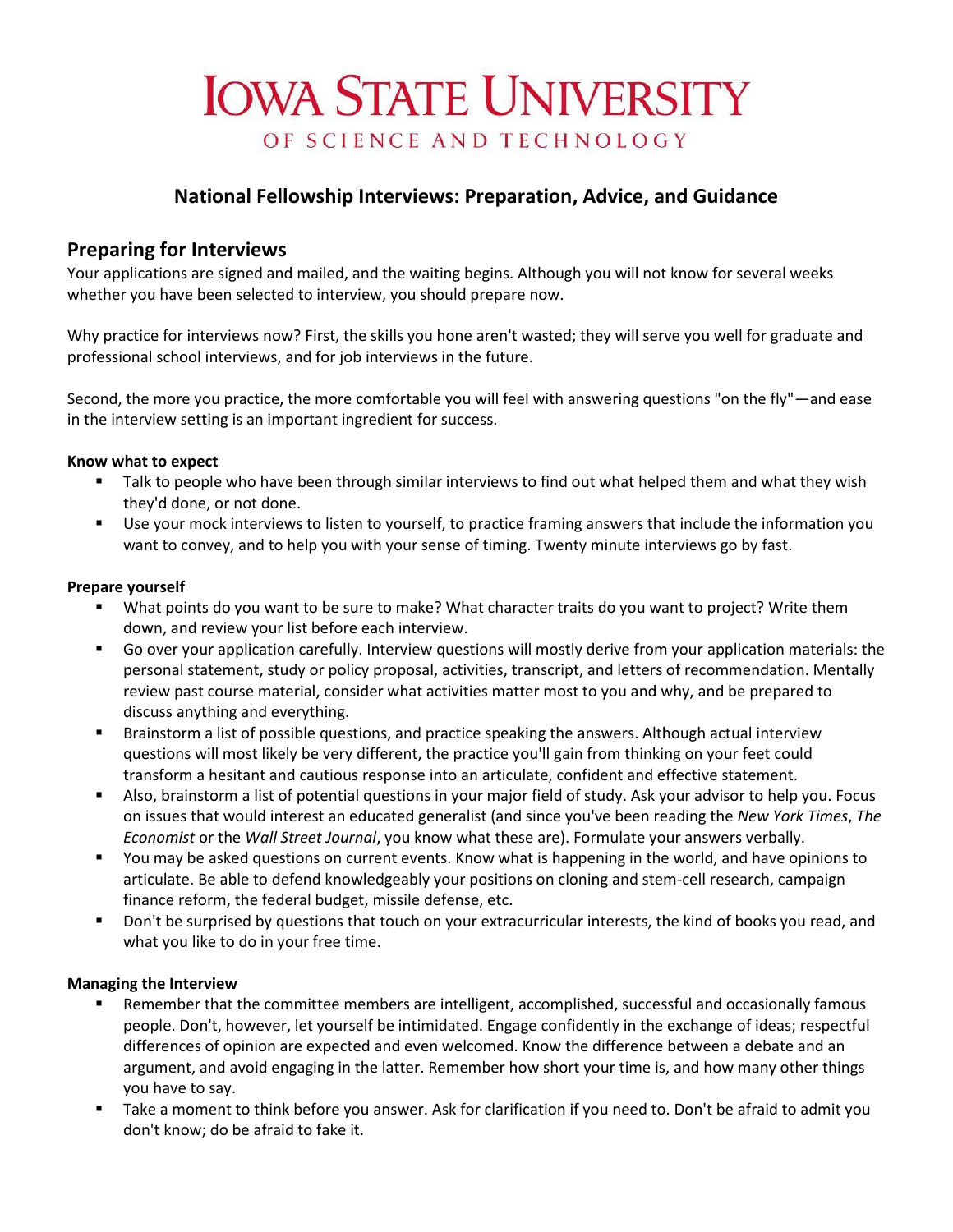# IOWA STATE UNIVERSITY
OF SCIENCE AND TECHNOLOGY

## National Fellowship Interviews: Preparation, Advice, and Guidance

## Preparing for Interviews

Your applications are signed and mailed, and the waiting begins. Although you will not know for several weeks whether you have been selected to interview, you should prepare now.

Why practice for interviews now? First, the skills you hone aren't wasted; they will serve you well for graduate and professional school interviews, and for job interviews in the future.

Second, the more you practice, the more comfortable you will feel with answering questions "on the fly"—and ease in the interview setting is an important ingredient for success.

**Know what to expect**

- Talk to people who have been through similar interviews to find out what helped them and what they wish they'd done, or not done.
- Use your mock interviews to listen to yourself, to practice framing answers that include the information you want to convey, and to help you with your sense of timing. Twenty minute interviews go by fast.

**Prepare yourself**

- What points do you want to be sure to make? What character traits do you want to project? Write them down, and review your list before each interview.
- Go over your application carefully. Interview questions will mostly derive from your application materials: the personal statement, study or policy proposal, activities, transcript, and letters of recommendation. Mentally review past course material, consider what activities matter most to you and why, and be prepared to discuss anything and everything.
- Brainstorm a list of possible questions, and practice speaking the answers. Although actual interview questions will most likely be very different, the practice you'll gain from thinking on your feet could transform a hesitant and cautious response into an articulate, confident and effective statement.
- Also, brainstorm a list of potential questions in your major field of study. Ask your advisor to help you. Focus on issues that would interest an educated generalist (and since you've been reading the *New York Times*, *The Economist* or the *Wall Street Journal*, you know what these are). Formulate your answers verbally.
- You may be asked questions on current events. Know what is happening in the world, and have opinions to articulate. Be able to defend knowledgeably your positions on cloning and stem-cell research, campaign finance reform, the federal budget, missile defense, etc.
- Don't be surprised by questions that touch on your extracurricular interests, the kind of books you read, and what you like to do in your free time.

**Managing the Interview**

- Remember that the committee members are intelligent, accomplished, successful and occasionally famous people. Don't, however, let yourself be intimidated. Engage confidently in the exchange of ideas; respectful differences of opinion are expected and even welcomed. Know the difference between a debate and an argument, and avoid engaging in the latter. Remember how short your time is, and how many other things you have to say.
- Take a moment to think before you answer. Ask for clarification if you need to. Don't be afraid to admit you don't know; do be afraid to fake it.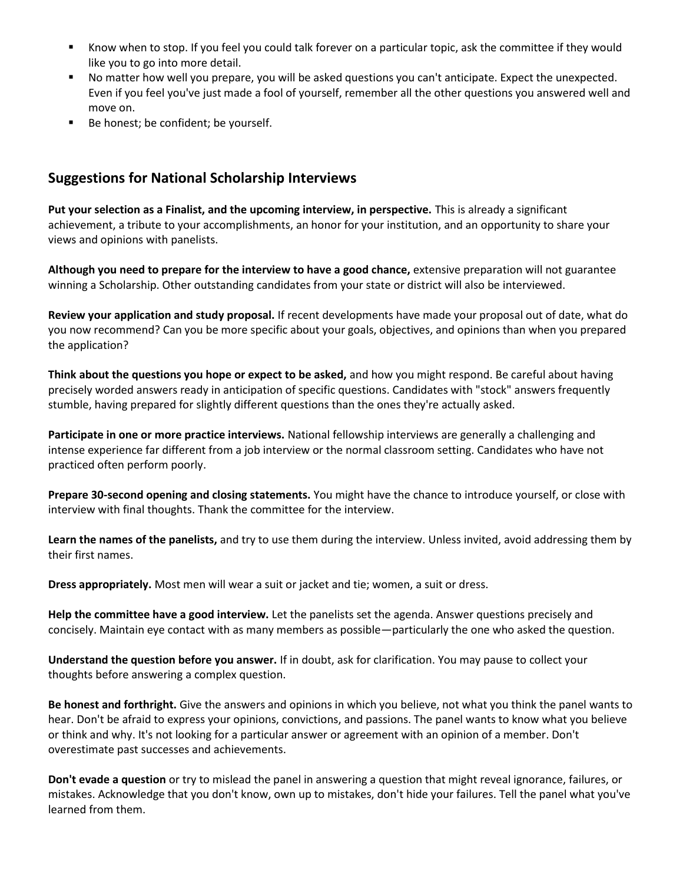- Know when to stop. If you feel you could talk forever on a particular topic, ask the committee if they would like you to go into more detail.
- No matter how well you prepare, you will be asked questions you can't anticipate. Expect the unexpected. Even if you feel you've just made a fool of yourself, remember all the other questions you answered well and move on.
- Be honest; be confident; be yourself.

## Suggestions for National Scholarship Interviews

**Put your selection as a Finalist, and the upcoming interview, in perspective.** This is already a significant achievement, a tribute to your accomplishments, an honor for your institution, and an opportunity to share your views and opinions with panelists.

**Although you need to prepare for the interview to have a good chance,** extensive preparation will not guarantee winning a Scholarship. Other outstanding candidates from your state or district will also be interviewed.

**Review your application and study proposal.** If recent developments have made your proposal out of date, what do you now recommend? Can you be more specific about your goals, objectives, and opinions than when you prepared the application?

**Think about the questions you hope or expect to be asked,** and how you might respond. Be careful about having precisely worded answers ready in anticipation of specific questions. Candidates with "stock" answers frequently stumble, having prepared for slightly different questions than the ones they're actually asked.

**Participate in one or more practice interviews.** National fellowship interviews are generally a challenging and intense experience far different from a job interview or the normal classroom setting. Candidates who have not practiced often perform poorly.

**Prepare 30-second opening and closing statements.** You might have the chance to introduce yourself, or close with interview with final thoughts. Thank the committee for the interview.

**Learn the names of the panelists,** and try to use them during the interview. Unless invited, avoid addressing them by their first names.

**Dress appropriately.** Most men will wear a suit or jacket and tie; women, a suit or dress.

**Help the committee have a good interview.** Let the panelists set the agenda. Answer questions precisely and concisely. Maintain eye contact with as many members as possible—particularly the one who asked the question.

**Understand the question before you answer.** If in doubt, ask for clarification. You may pause to collect your thoughts before answering a complex question.

**Be honest and forthright.** Give the answers and opinions in which you believe, not what you think the panel wants to hear. Don't be afraid to express your opinions, convictions, and passions. The panel wants to know what you believe or think and why. It's not looking for a particular answer or agreement with an opinion of a member. Don't overestimate past successes and achievements.

**Don't evade a question** or try to mislead the panel in answering a question that might reveal ignorance, failures, or mistakes. Acknowledge that you don't know, own up to mistakes, don't hide your failures. Tell the panel what you've learned from them.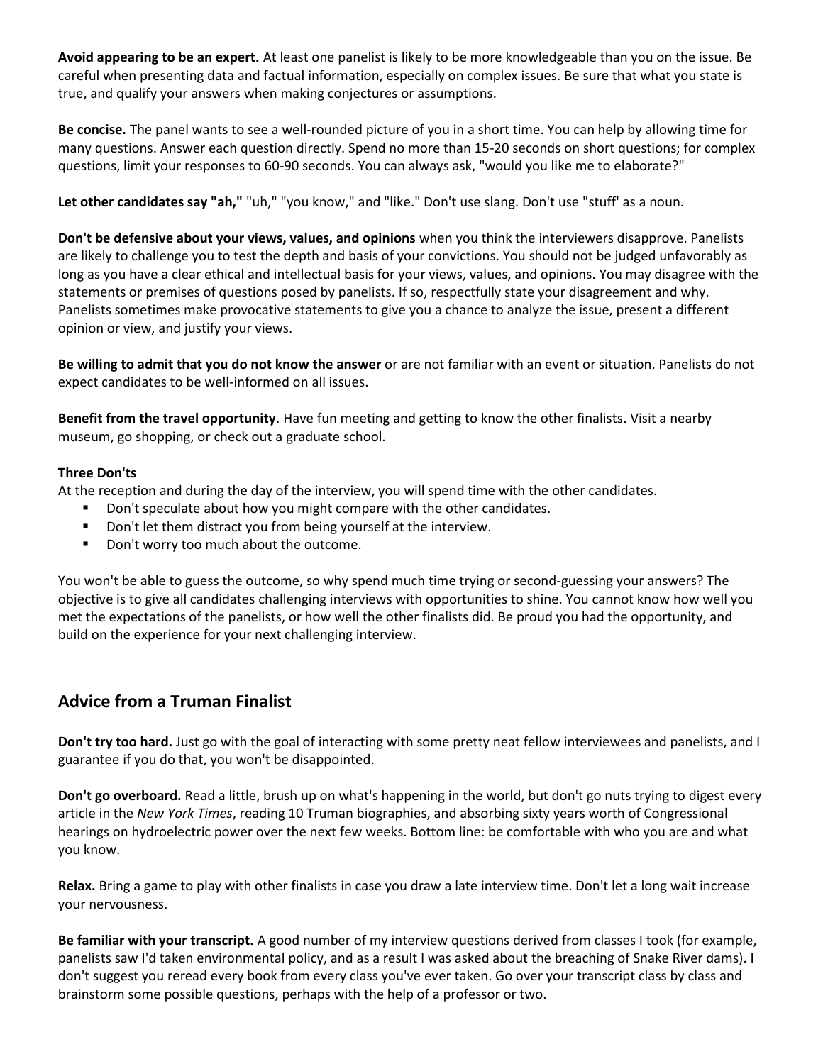**Avoid appearing to be an expert.** At least one panelist is likely to be more knowledgeable than you on the issue. Be careful when presenting data and factual information, especially on complex issues. Be sure that what you state is true, and qualify your answers when making conjectures or assumptions.

**Be concise.** The panel wants to see a well-rounded picture of you in a short time. You can help by allowing time for many questions. Answer each question directly. Spend no more than 15-20 seconds on short questions; for complex questions, limit your responses to 60-90 seconds. You can always ask, "would you like me to elaborate?"

**Let other candidates say "ah,"** "uh," "you know," and "like." Don't use slang. Don't use "stuff' as a noun.

**Don't be defensive about your views, values, and opinions** when you think the interviewers disapprove. Panelists are likely to challenge you to test the depth and basis of your convictions. You should not be judged unfavorably as long as you have a clear ethical and intellectual basis for your views, values, and opinions. You may disagree with the statements or premises of questions posed by panelists. If so, respectfully state your disagreement and why. Panelists sometimes make provocative statements to give you a chance to analyze the issue, present a different opinion or view, and justify your views.

**Be willing to admit that you do not know the answer** or are not familiar with an event or situation. Panelists do not expect candidates to be well-informed on all issues.

**Benefit from the travel opportunity.** Have fun meeting and getting to know the other finalists. Visit a nearby museum, go shopping, or check out a graduate school.

**Three Don'ts**

At the reception and during the day of the interview, you will spend time with the other candidates.

- Don't speculate about how you might compare with the other candidates.
- Don't let them distract you from being yourself at the interview.
- Don't worry too much about the outcome.

You won't be able to guess the outcome, so why spend much time trying or second-guessing your answers? The objective is to give all candidates challenging interviews with opportunities to shine. You cannot know how well you met the expectations of the panelists, or how well the other finalists did. Be proud you had the opportunity, and build on the experience for your next challenging interview.

## Advice from a Truman Finalist

**Don't try too hard.** Just go with the goal of interacting with some pretty neat fellow interviewees and panelists, and I guarantee if you do that, you won't be disappointed.

**Don't go overboard.** Read a little, brush up on what's happening in the world, but don't go nuts trying to digest every article in the *New York Times*, reading 10 Truman biographies, and absorbing sixty years worth of Congressional hearings on hydroelectric power over the next few weeks. Bottom line: be comfortable with who you are and what you know.

**Relax.** Bring a game to play with other finalists in case you draw a late interview time. Don't let a long wait increase your nervousness.

**Be familiar with your transcript.** A good number of my interview questions derived from classes I took (for example, panelists saw I'd taken environmental policy, and as a result I was asked about the breaching of Snake River dams). I don't suggest you reread every book from every class you've ever taken. Go over your transcript class by class and brainstorm some possible questions, perhaps with the help of a professor or two.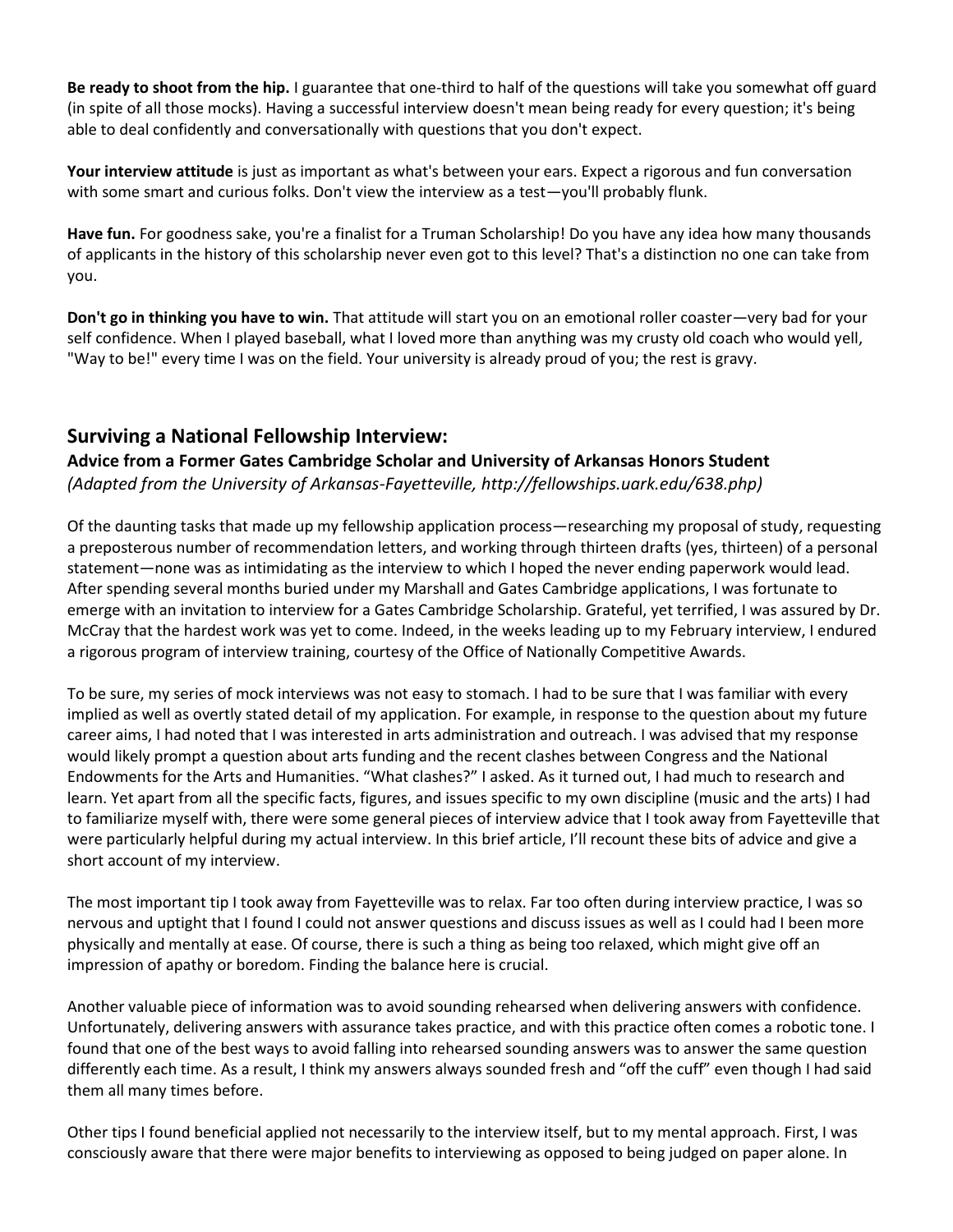**Be ready to shoot from the hip.** I guarantee that one-third to half of the questions will take you somewhat off guard (in spite of all those mocks). Having a successful interview doesn't mean being ready for every question; it's being able to deal confidently and conversationally with questions that you don't expect.

**Your interview attitude** is just as important as what's between your ears. Expect a rigorous and fun conversation with some smart and curious folks. Don't view the interview as a test—you'll probably flunk.

**Have fun.** For goodness sake, you're a finalist for a Truman Scholarship! Do you have any idea how many thousands of applicants in the history of this scholarship never even got to this level? That's a distinction no one can take from you.

**Don't go in thinking you have to win.** That attitude will start you on an emotional roller coaster—very bad for your self confidence. When I played baseball, what I loved more than anything was my crusty old coach who would yell, "Way to be!" every time I was on the field. Your university is already proud of you; the rest is gravy.

## Surviving a National Fellowship Interview:

### Advice from a Former Gates Cambridge Scholar and University of Arkansas Honors Student

*(Adapted from the University of Arkansas-Fayetteville, http://fellowships.uark.edu/638.php)*

Of the daunting tasks that made up my fellowship application process—researching my proposal of study, requesting a preposterous number of recommendation letters, and working through thirteen drafts (yes, thirteen) of a personal statement—none was as intimidating as the interview to which I hoped the never ending paperwork would lead. After spending several months buried under my Marshall and Gates Cambridge applications, I was fortunate to emerge with an invitation to interview for a Gates Cambridge Scholarship. Grateful, yet terrified, I was assured by Dr. McCray that the hardest work was yet to come. Indeed, in the weeks leading up to my February interview, I endured a rigorous program of interview training, courtesy of the Office of Nationally Competitive Awards.

To be sure, my series of mock interviews was not easy to stomach. I had to be sure that I was familiar with every implied as well as overtly stated detail of my application. For example, in response to the question about my future career aims, I had noted that I was interested in arts administration and outreach. I was advised that my response would likely prompt a question about arts funding and the recent clashes between Congress and the National Endowments for the Arts and Humanities. "What clashes?" I asked. As it turned out, I had much to research and learn. Yet apart from all the specific facts, figures, and issues specific to my own discipline (music and the arts) I had to familiarize myself with, there were some general pieces of interview advice that I took away from Fayetteville that were particularly helpful during my actual interview. In this brief article, I'll recount these bits of advice and give a short account of my interview.

The most important tip I took away from Fayetteville was to relax. Far too often during interview practice, I was so nervous and uptight that I found I could not answer questions and discuss issues as well as I could had I been more physically and mentally at ease. Of course, there is such a thing as being too relaxed, which might give off an impression of apathy or boredom. Finding the balance here is crucial.

Another valuable piece of information was to avoid sounding rehearsed when delivering answers with confidence. Unfortunately, delivering answers with assurance takes practice, and with this practice often comes a robotic tone. I found that one of the best ways to avoid falling into rehearsed sounding answers was to answer the same question differently each time. As a result, I think my answers always sounded fresh and "off the cuff" even though I had said them all many times before.

Other tips I found beneficial applied not necessarily to the interview itself, but to my mental approach. First, I was consciously aware that there were major benefits to interviewing as opposed to being judged on paper alone. In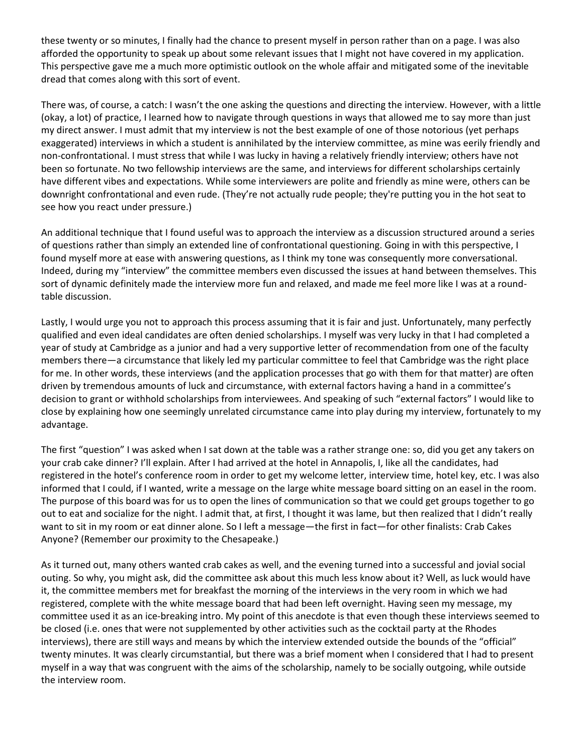these twenty or so minutes, I finally had the chance to present myself in person rather than on a page. I was also afforded the opportunity to speak up about some relevant issues that I might not have covered in my application. This perspective gave me a much more optimistic outlook on the whole affair and mitigated some of the inevitable dread that comes along with this sort of event.

There was, of course, a catch: I wasn't the one asking the questions and directing the interview. However, with a little (okay, a lot) of practice, I learned how to navigate through questions in ways that allowed me to say more than just my direct answer. I must admit that my interview is not the best example of one of those notorious (yet perhaps exaggerated) interviews in which a student is annihilated by the interview committee, as mine was eerily friendly and non-confrontational. I must stress that while I was lucky in having a relatively friendly interview; others have not been so fortunate. No two fellowship interviews are the same, and interviews for different scholarships certainly have different vibes and expectations. While some interviewers are polite and friendly as mine were, others can be downright confrontational and even rude. (They're not actually rude people; they're putting you in the hot seat to see how you react under pressure.)

An additional technique that I found useful was to approach the interview as a discussion structured around a series of questions rather than simply an extended line of confrontational questioning. Going in with this perspective, I found myself more at ease with answering questions, as I think my tone was consequently more conversational. Indeed, during my "interview" the committee members even discussed the issues at hand between themselves. This sort of dynamic definitely made the interview more fun and relaxed, and made me feel more like I was at a round-table discussion.

Lastly, I would urge you not to approach this process assuming that it is fair and just. Unfortunately, many perfectly qualified and even ideal candidates are often denied scholarships. I myself was very lucky in that I had completed a year of study at Cambridge as a junior and had a very supportive letter of recommendation from one of the faculty members there—a circumstance that likely led my particular committee to feel that Cambridge was the right place for me. In other words, these interviews (and the application processes that go with them for that matter) are often driven by tremendous amounts of luck and circumstance, with external factors having a hand in a committee's decision to grant or withhold scholarships from interviewees. And speaking of such "external factors" I would like to close by explaining how one seemingly unrelated circumstance came into play during my interview, fortunately to my advantage.

The first "question" I was asked when I sat down at the table was a rather strange one: so, did you get any takers on your crab cake dinner? I'll explain. After I had arrived at the hotel in Annapolis, I, like all the candidates, had registered in the hotel's conference room in order to get my welcome letter, interview time, hotel key, etc. I was also informed that I could, if I wanted, write a message on the large white message board sitting on an easel in the room. The purpose of this board was for us to open the lines of communication so that we could get groups together to go out to eat and socialize for the night. I admit that, at first, I thought it was lame, but then realized that I didn't really want to sit in my room or eat dinner alone. So I left a message—the first in fact—for other finalists: Crab Cakes Anyone? (Remember our proximity to the Chesapeake.)

As it turned out, many others wanted crab cakes as well, and the evening turned into a successful and jovial social outing. So why, you might ask, did the committee ask about this much less know about it? Well, as luck would have it, the committee members met for breakfast the morning of the interviews in the very room in which we had registered, complete with the white message board that had been left overnight. Having seen my message, my committee used it as an ice-breaking intro. My point of this anecdote is that even though these interviews seemed to be closed (i.e. ones that were not supplemented by other activities such as the cocktail party at the Rhodes interviews), there are still ways and means by which the interview extended outside the bounds of the "official" twenty minutes. It was clearly circumstantial, but there was a brief moment when I considered that I had to present myself in a way that was congruent with the aims of the scholarship, namely to be socially outgoing, while outside the interview room.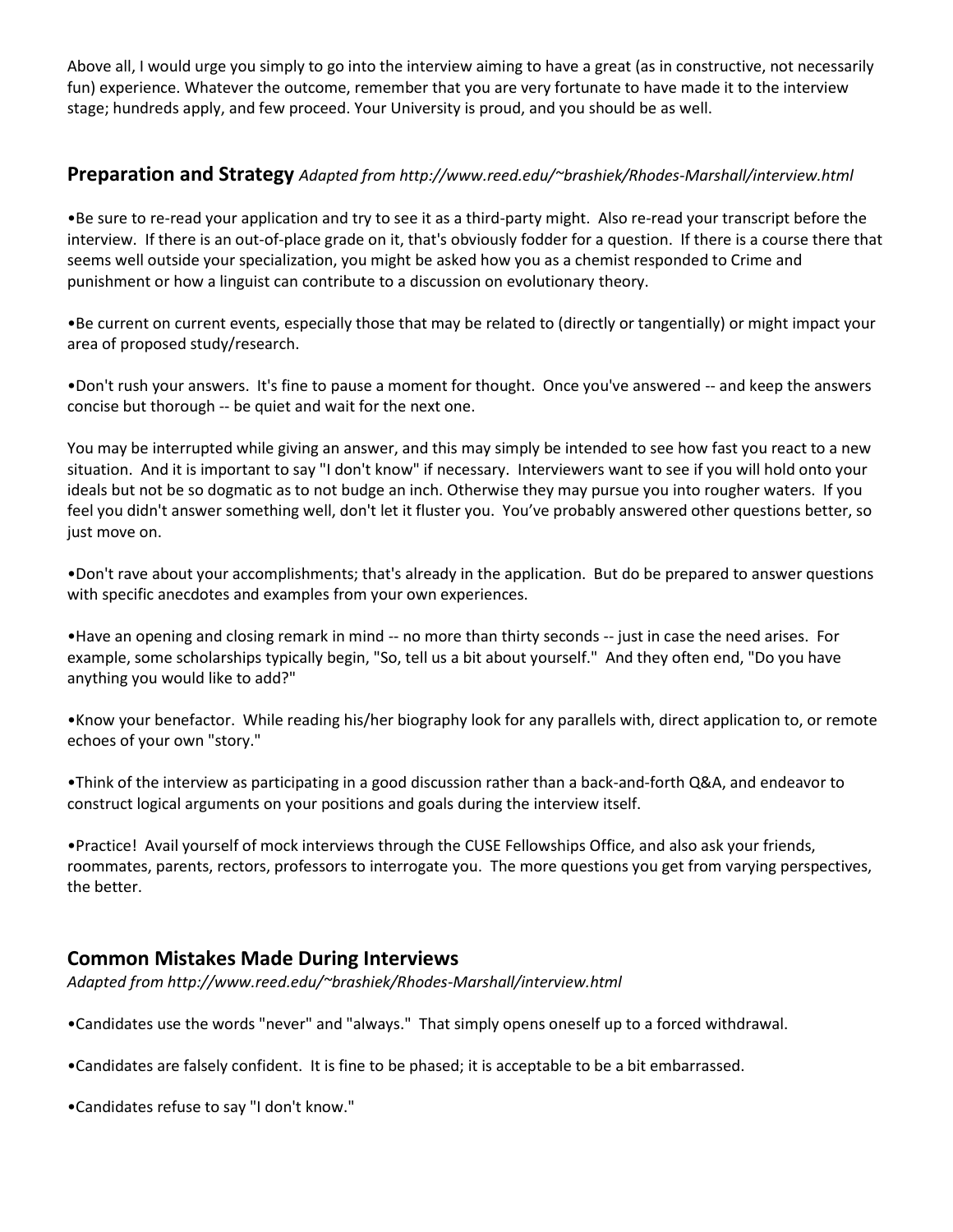Above all, I would urge you simply to go into the interview aiming to have a great (as in constructive, not necessarily fun) experience. Whatever the outcome, remember that you are very fortunate to have made it to the interview stage; hundreds apply, and few proceed. Your University is proud, and you should be as well.

## Preparation and Strategy *Adapted from http://www.reed.edu/~brashiek/Rhodes-Marshall/interview.html*

•Be sure to re-read your application and try to see it as a third-party might. Also re-read your transcript before the interview. If there is an out-of-place grade on it, that's obviously fodder for a question. If there is a course there that seems well outside your specialization, you might be asked how you as a chemist responded to Crime and punishment or how a linguist can contribute to a discussion on evolutionary theory.

•Be current on current events, especially those that may be related to (directly or tangentially) or might impact your area of proposed study/research.

•Don't rush your answers. It's fine to pause a moment for thought. Once you've answered -- and keep the answers concise but thorough -- be quiet and wait for the next one.

You may be interrupted while giving an answer, and this may simply be intended to see how fast you react to a new situation. And it is important to say "I don't know" if necessary. Interviewers want to see if you will hold onto your ideals but not be so dogmatic as to not budge an inch. Otherwise they may pursue you into rougher waters. If you feel you didn't answer something well, don't let it fluster you. You've probably answered other questions better, so just move on.

•Don't rave about your accomplishments; that's already in the application. But do be prepared to answer questions with specific anecdotes and examples from your own experiences.

•Have an opening and closing remark in mind -- no more than thirty seconds -- just in case the need arises. For example, some scholarships typically begin, "So, tell us a bit about yourself." And they often end, "Do you have anything you would like to add?"

•Know your benefactor. While reading his/her biography look for any parallels with, direct application to, or remote echoes of your own "story."

•Think of the interview as participating in a good discussion rather than a back-and-forth Q&A, and endeavor to construct logical arguments on your positions and goals during the interview itself.

•Practice! Avail yourself of mock interviews through the CUSE Fellowships Office, and also ask your friends, roommates, parents, rectors, professors to interrogate you. The more questions you get from varying perspectives, the better.

## Common Mistakes Made During Interviews

*Adapted from http://www.reed.edu/~brashiek/Rhodes-Marshall/interview.html*

•Candidates use the words "never" and "always." That simply opens oneself up to a forced withdrawal.

•Candidates are falsely confident. It is fine to be phased; it is acceptable to be a bit embarrassed.

•Candidates refuse to say "I don't know."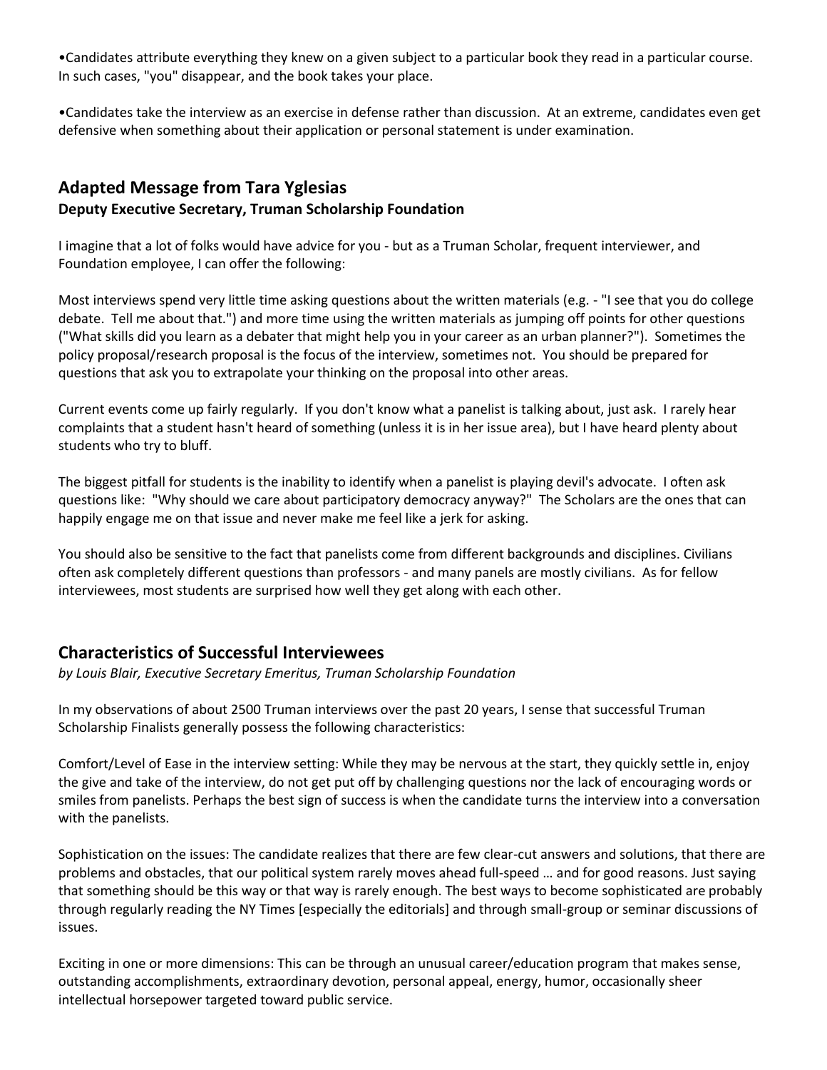- Candidates attribute everything they knew on a given subject to a particular book they read in a particular course. In such cases, "you" disappear, and the book takes your place.

- Candidates take the interview as an exercise in defense rather than discussion. At an extreme, candidates even get defensive when something about their application or personal statement is under examination.

## Adapted Message from Tara Yglesias
### Deputy Executive Secretary, Truman Scholarship Foundation

I imagine that a lot of folks would have advice for you - but as a Truman Scholar, frequent interviewer, and Foundation employee, I can offer the following:

Most interviews spend very little time asking questions about the written materials (e.g. - "I see that you do college debate. Tell me about that.") and more time using the written materials as jumping off points for other questions ("What skills did you learn as a debater that might help you in your career as an urban planner?"). Sometimes the policy proposal/research proposal is the focus of the interview, sometimes not. You should be prepared for questions that ask you to extrapolate your thinking on the proposal into other areas.

Current events come up fairly regularly. If you don't know what a panelist is talking about, just ask. I rarely hear complaints that a student hasn't heard of something (unless it is in her issue area), but I have heard plenty about students who try to bluff.

The biggest pitfall for students is the inability to identify when a panelist is playing devil's advocate. I often ask questions like: "Why should we care about participatory democracy anyway?" The Scholars are the ones that can happily engage me on that issue and never make me feel like a jerk for asking.

You should also be sensitive to the fact that panelists come from different backgrounds and disciplines. Civilians often ask completely different questions than professors - and many panels are mostly civilians. As for fellow interviewees, most students are surprised how well they get along with each other.

## Characteristics of Successful Interviewees
*by Louis Blair, Executive Secretary Emeritus, Truman Scholarship Foundation*

In my observations of about 2500 Truman interviews over the past 20 years, I sense that successful Truman Scholarship Finalists generally possess the following characteristics:

Comfort/Level of Ease in the interview setting: While they may be nervous at the start, they quickly settle in, enjoy the give and take of the interview, do not get put off by challenging questions nor the lack of encouraging words or smiles from panelists. Perhaps the best sign of success is when the candidate turns the interview into a conversation with the panelists.

Sophistication on the issues: The candidate realizes that there are few clear-cut answers and solutions, that there are problems and obstacles, that our political system rarely moves ahead full-speed … and for good reasons. Just saying that something should be this way or that way is rarely enough. The best ways to become sophisticated are probably through regularly reading the NY Times [especially the editorials] and through small-group or seminar discussions of issues.

Exciting in one or more dimensions: This can be through an unusual career/education program that makes sense, outstanding accomplishments, extraordinary devotion, personal appeal, energy, humor, occasionally sheer intellectual horsepower targeted toward public service.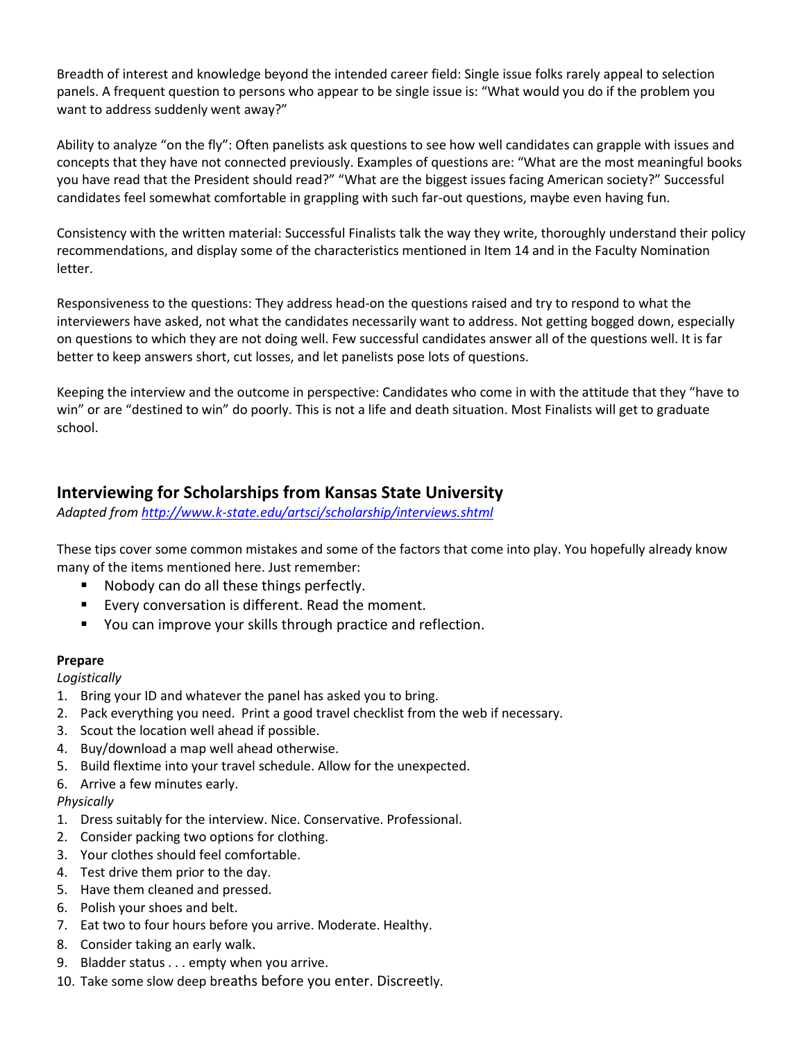Breadth of interest and knowledge beyond the intended career field: Single issue folks rarely appeal to selection panels. A frequent question to persons who appear to be single issue is: "What would you do if the problem you want to address suddenly went away?"

Ability to analyze "on the fly": Often panelists ask questions to see how well candidates can grapple with issues and concepts that they have not connected previously. Examples of questions are: "What are the most meaningful books you have read that the President should read?" "What are the biggest issues facing American society?" Successful candidates feel somewhat comfortable in grappling with such far-out questions, maybe even having fun.

Consistency with the written material: Successful Finalists talk the way they write, thoroughly understand their policy recommendations, and display some of the characteristics mentioned in Item 14 and in the Faculty Nomination letter.

Responsiveness to the questions: They address head-on the questions raised and try to respond to what the interviewers have asked, not what the candidates necessarily want to address. Not getting bogged down, especially on questions to which they are not doing well. Few successful candidates answer all of the questions well. It is far better to keep answers short, cut losses, and let panelists pose lots of questions.

Keeping the interview and the outcome in perspective: Candidates who come in with the attitude that they "have to win" or are "destined to win" do poorly. This is not a life and death situation. Most Finalists will get to graduate school.

## Interviewing for Scholarships from Kansas State University

*Adapted from [http://www.k-state.edu/artsci/scholarship/interviews.shtml](http://www.k-state.edu/artsci/scholarship/interviews.shtml)*

These tips cover some common mistakes and some of the factors that come into play. You hopefully already know many of the items mentioned here. Just remember:

- Nobody can do all these things perfectly.
- Every conversation is different. Read the moment.
- You can improve your skills through practice and reflection.

**Prepare**

*Logistically*

1. Bring your ID and whatever the panel has asked you to bring.
2. Pack everything you need. Print a good travel checklist from the web if necessary.
3. Scout the location well ahead if possible.
4. Buy/download a map well ahead otherwise.
5. Build flextime into your travel schedule. Allow for the unexpected.
6. Arrive a few minutes early.

*Physically*

1. Dress suitably for the interview. Nice. Conservative. Professional.
2. Consider packing two options for clothing.
3. Your clothes should feel comfortable.
4. Test drive them prior to the day.
5. Have them cleaned and pressed.
6. Polish your shoes and belt.
7. Eat two to four hours before you arrive. Moderate. Healthy.
8. Consider taking an early walk.
9. Bladder status . . . empty when you arrive.
10. Take some slow deep breaths before you enter. Discreetly.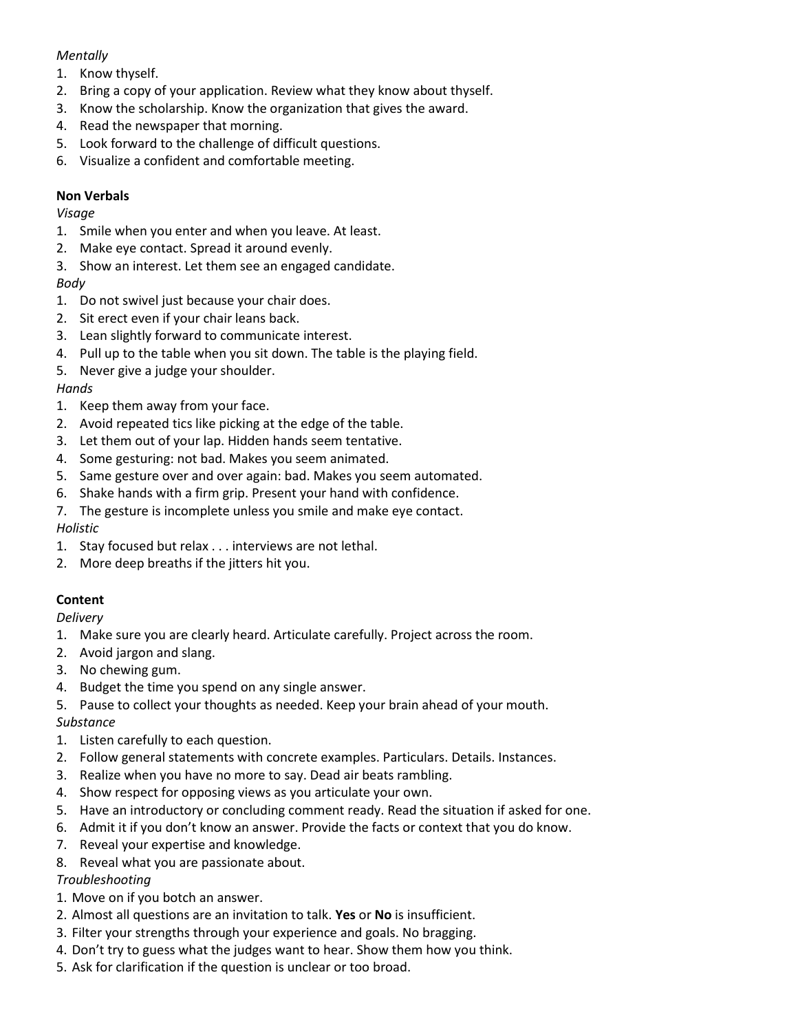*Mentally*

1. Know thyself.
2. Bring a copy of your application. Review what they know about thyself.
3. Know the scholarship. Know the organization that gives the award.
4. Read the newspaper that morning.
5. Look forward to the challenge of difficult questions.
6. Visualize a confident and comfortable meeting.

**Non Verbals**

*Visage*

1. Smile when you enter and when you leave. At least.
2. Make eye contact. Spread it around evenly.
3. Show an interest. Let them see an engaged candidate.

*Body*

1. Do not swivel just because your chair does.
2. Sit erect even if your chair leans back.
3. Lean slightly forward to communicate interest.
4. Pull up to the table when you sit down. The table is the playing field.
5. Never give a judge your shoulder.

*Hands*

1. Keep them away from your face.
2. Avoid repeated tics like picking at the edge of the table.
3. Let them out of your lap. Hidden hands seem tentative.
4. Some gesturing: not bad. Makes you seem animated.
5. Same gesture over and over again: bad. Makes you seem automated.
6. Shake hands with a firm grip. Present your hand with confidence.
7. The gesture is incomplete unless you smile and make eye contact.

*Holistic*

1. Stay focused but relax . . . interviews are not lethal.
2. More deep breaths if the jitters hit you.

**Content**

*Delivery*

1. Make sure you are clearly heard. Articulate carefully. Project across the room.
2. Avoid jargon and slang.
3. No chewing gum.
4. Budget the time you spend on any single answer.
5. Pause to collect your thoughts as needed. Keep your brain ahead of your mouth.

*Substance*

1. Listen carefully to each question.
2. Follow general statements with concrete examples. Particulars. Details. Instances.
3. Realize when you have no more to say. Dead air beats rambling.
4. Show respect for opposing views as you articulate your own.
5. Have an introductory or concluding comment ready. Read the situation if asked for one.
6. Admit it if you don't know an answer. Provide the facts or context that you do know.
7. Reveal your expertise and knowledge.
8. Reveal what you are passionate about.

*Troubleshooting*

1. Move on if you botch an answer.
2. Almost all questions are an invitation to talk. **Yes** or **No** is insufficient.
3. Filter your strengths through your experience and goals. No bragging.
4. Don't try to guess what the judges want to hear. Show them how you think.
5. Ask for clarification if the question is unclear or too broad.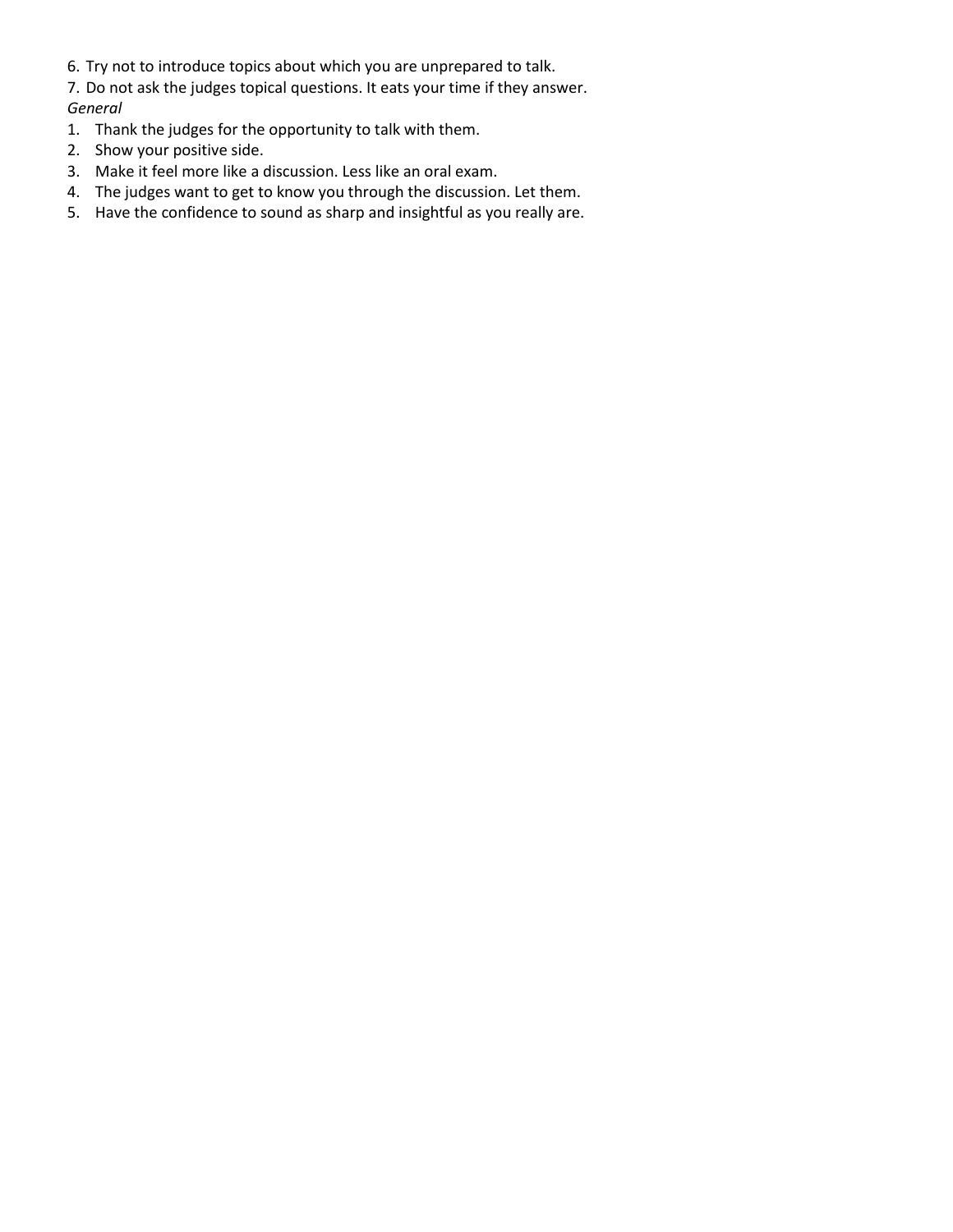6. Try not to introduce topics about which you are unprepared to talk.
7. Do not ask the judges topical questions. It eats your time if they answer.

*General*

1. Thank the judges for the opportunity to talk with them.
2. Show your positive side.
3. Make it feel more like a discussion. Less like an oral exam.
4. The judges want to get to know you through the discussion. Let them.
5. Have the confidence to sound as sharp and insightful as you really are.